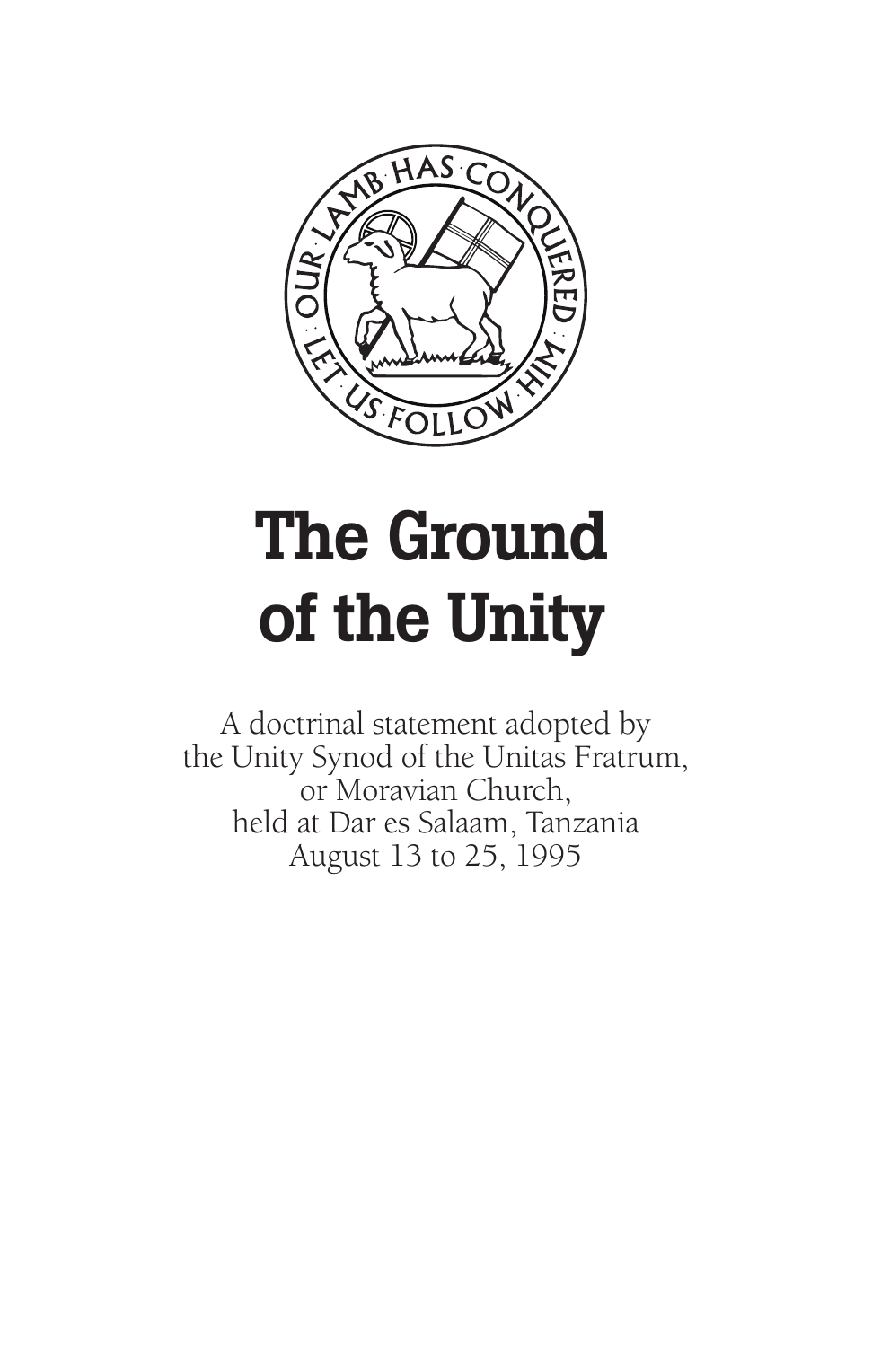# The Ground of the Unity

A doctrinal statement adopted by
the Unity Synod of the Unitas Fratrum,
or Moravian Church,
held at Dar es Salaam, Tanzania
August 13 to 25, 1995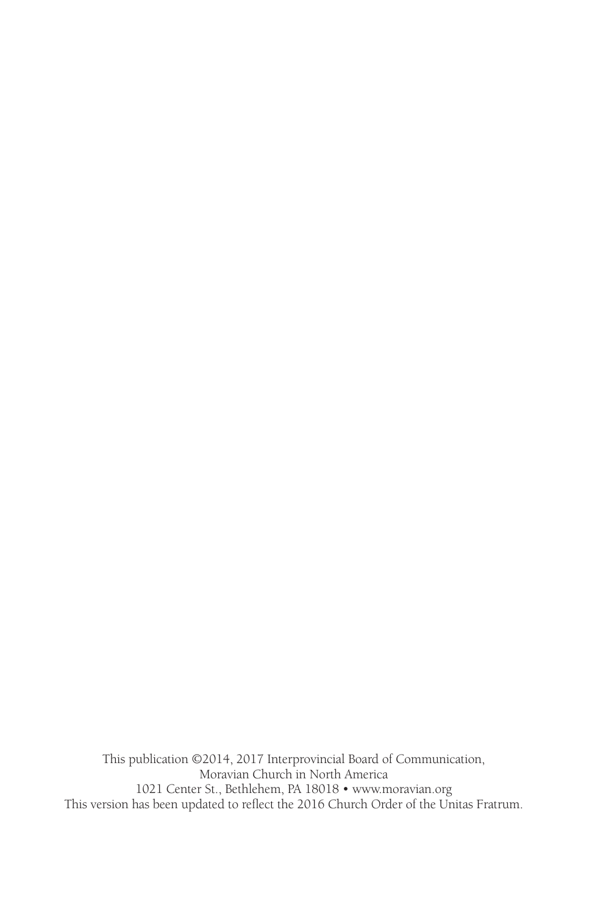This publication ©2014, 2017 Interprovincial Board of Communication,
Moravian Church in North America
1021 Center St., Bethlehem, PA 18018 • www.moravian.org
This version has been updated to reflect the 2016 Church Order of the Unitas Fratrum.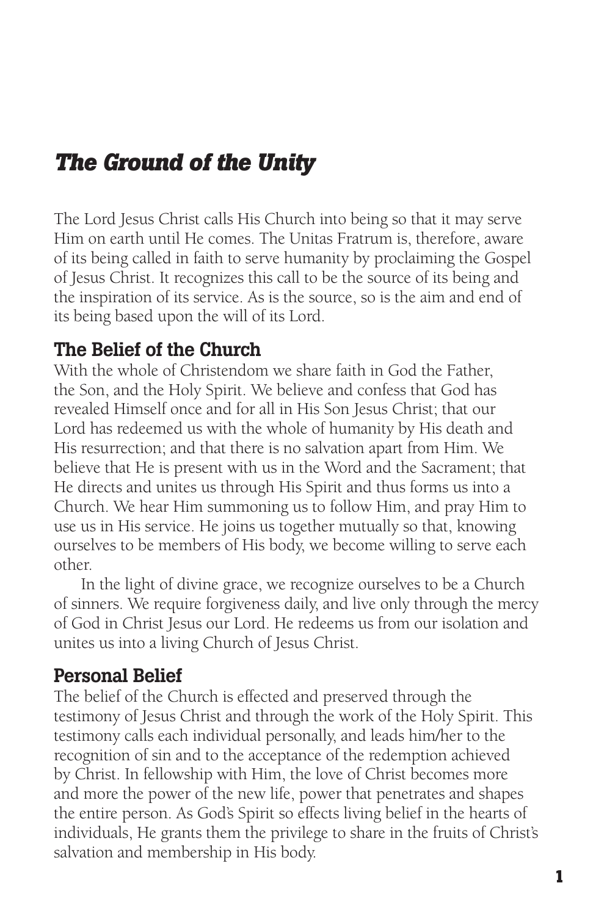# *The Ground of the Unity*

The Lord Jesus Christ calls His Church into being so that it may serve Him on earth until He comes. The Unitas Fratrum is, therefore, aware of its being called in faith to serve humanity by proclaiming the Gospel of Jesus Christ. It recognizes this call to be the source of its being and the inspiration of its service. As is the source, so is the aim and end of its being based upon the will of its Lord.

## The Belief of the Church

With the whole of Christendom we share faith in God the Father, the Son, and the Holy Spirit. We believe and confess that God has revealed Himself once and for all in His Son Jesus Christ; that our Lord has redeemed us with the whole of humanity by His death and His resurrection; and that there is no salvation apart from Him. We believe that He is present with us in the Word and the Sacrament; that He directs and unites us through His Spirit and thus forms us into a Church. We hear Him summoning us to follow Him, and pray Him to use us in His service. He joins us together mutually so that, knowing ourselves to be members of His body, we become willing to serve each other.

In the light of divine grace, we recognize ourselves to be a Church of sinners. We require forgiveness daily, and live only through the mercy of God in Christ Jesus our Lord. He redeems us from our isolation and unites us into a living Church of Jesus Christ.

## Personal Belief

The belief of the Church is effected and preserved through the testimony of Jesus Christ and through the work of the Holy Spirit. This testimony calls each individual personally, and leads him/her to the recognition of sin and to the acceptance of the redemption achieved by Christ. In fellowship with Him, the love of Christ becomes more and more the power of the new life, power that penetrates and shapes the entire person. As God's Spirit so effects living belief in the hearts of individuals, He grants them the privilege to share in the fruits of Christ's salvation and membership in His body.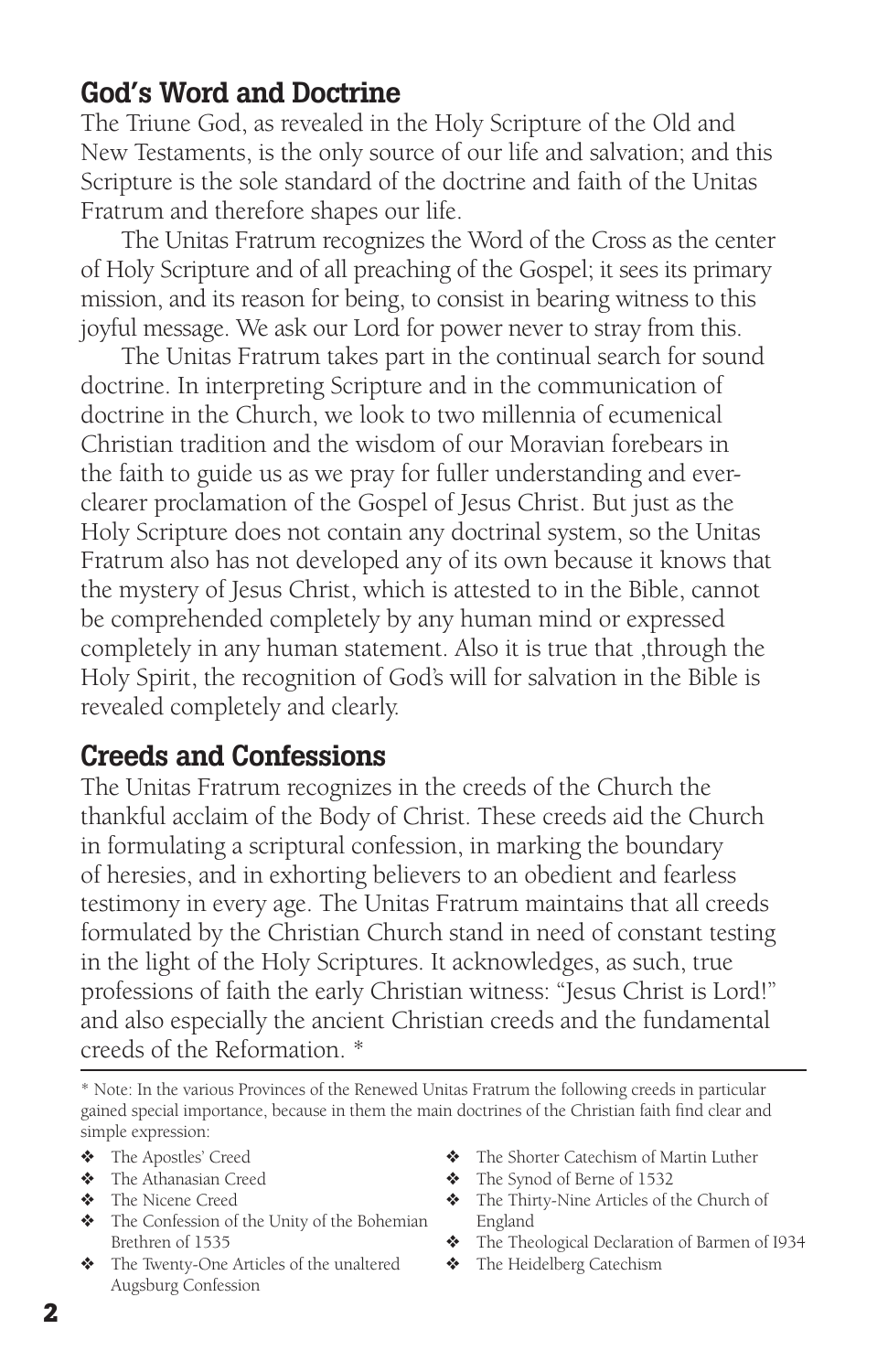## God's Word and Doctrine

The Triune God, as revealed in the Holy Scripture of the Old and New Testaments, is the only source of our life and salvation; and this Scripture is the sole standard of the doctrine and faith of the Unitas Fratrum and therefore shapes our life.

The Unitas Fratrum recognizes the Word of the Cross as the center of Holy Scripture and of all preaching of the Gospel; it sees its primary mission, and its reason for being, to consist in bearing witness to this joyful message. We ask our Lord for power never to stray from this.

The Unitas Fratrum takes part in the continual search for sound doctrine. In interpreting Scripture and in the communication of doctrine in the Church, we look to two millennia of ecumenical Christian tradition and the wisdom of our Moravian forebears in the faith to guide us as we pray for fuller understanding and ever-clearer proclamation of the Gospel of Jesus Christ. But just as the Holy Scripture does not contain any doctrinal system, so the Unitas Fratrum also has not developed any of its own because it knows that the mystery of Jesus Christ, which is attested to in the Bible, cannot be comprehended completely by any human mind or expressed completely in any human statement. Also it is true that ,through the Holy Spirit, the recognition of God's will for salvation in the Bible is revealed completely and clearly.

## Creeds and Confessions

The Unitas Fratrum recognizes in the creeds of the Church the thankful acclaim of the Body of Christ. These creeds aid the Church in formulating a scriptural confession, in marking the boundary of heresies, and in exhorting believers to an obedient and fearless testimony in every age. The Unitas Fratrum maintains that all creeds formulated by the Christian Church stand in need of constant testing in the light of the Holy Scriptures. It acknowledges, as such, true professions of faith the early Christian witness: "Jesus Christ is Lord!" and also especially the ancient Christian creeds and the fundamental creeds of the Reformation. *

---

* Note: In the various Provinces of the Renewed Unitas Fratrum the following creeds in particular gained special importance, because in them the main doctrines of the Christian faith find clear and simple expression:

- The Apostles' Creed
- The Athanasian Creed
- The Nicene Creed
- The Confession of the Unity of the Bohemian Brethren of 1535
- The Twenty-One Articles of the unaltered Augsburg Confession
- The Shorter Catechism of Martin Luther
- The Synod of Berne of 1532
- The Thirty-Nine Articles of the Church of England
- The Theological Declaration of Barmen of I934
- The Heidelberg Catechism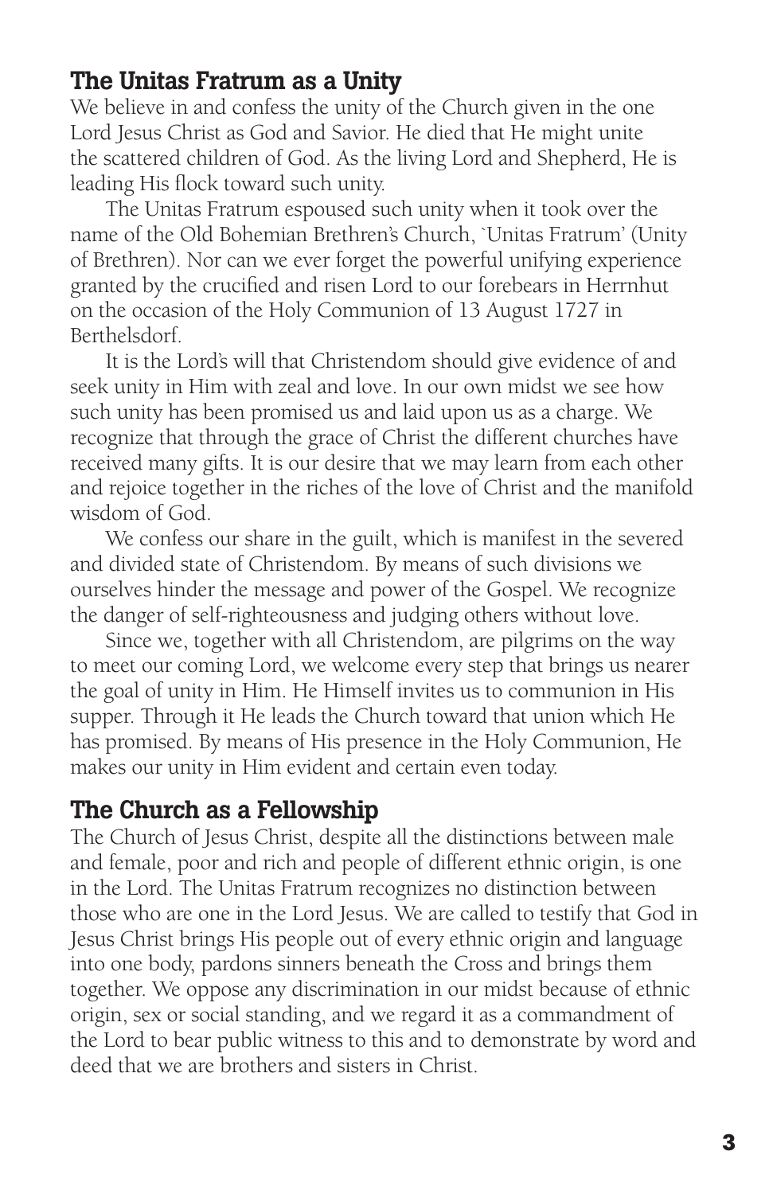## The Unitas Fratrum as a Unity

We believe in and confess the unity of the Church given in the one Lord Jesus Christ as God and Savior. He died that He might unite the scattered children of God. As the living Lord and Shepherd, He is leading His flock toward such unity.

The Unitas Fratrum espoused such unity when it took over the name of the Old Bohemian Brethren's Church, `Unitas Fratrum' (Unity of Brethren). Nor can we ever forget the powerful unifying experience granted by the crucified and risen Lord to our forebears in Herrnhut on the occasion of the Holy Communion of 13 August 1727 in Berthelsdorf.

It is the Lord's will that Christendom should give evidence of and seek unity in Him with zeal and love. In our own midst we see how such unity has been promised us and laid upon us as a charge. We recognize that through the grace of Christ the different churches have received many gifts. It is our desire that we may learn from each other and rejoice together in the riches of the love of Christ and the manifold wisdom of God.

We confess our share in the guilt, which is manifest in the severed and divided state of Christendom. By means of such divisions we ourselves hinder the message and power of the Gospel. We recognize the danger of self-righteousness and judging others without love.

Since we, together with all Christendom, are pilgrims on the way to meet our coming Lord, we welcome every step that brings us nearer the goal of unity in Him. He Himself invites us to communion in His supper. Through it He leads the Church toward that union which He has promised. By means of His presence in the Holy Communion, He makes our unity in Him evident and certain even today.

## The Church as a Fellowship

The Church of Jesus Christ, despite all the distinctions between male and female, poor and rich and people of different ethnic origin, is one in the Lord. The Unitas Fratrum recognizes no distinction between those who are one in the Lord Jesus. We are called to testify that God in Jesus Christ brings His people out of every ethnic origin and language into one body, pardons sinners beneath the Cross and brings them together. We oppose any discrimination in our midst because of ethnic origin, sex or social standing, and we regard it as a commandment of the Lord to bear public witness to this and to demonstrate by word and deed that we are brothers and sisters in Christ.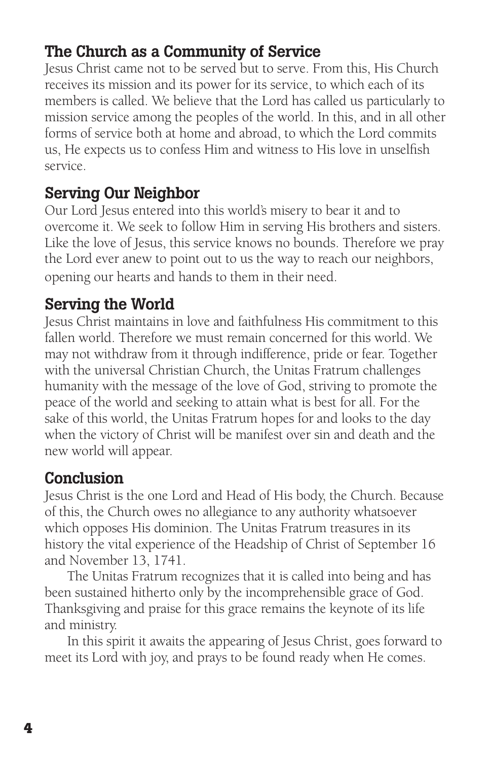## The Church as a Community of Service

Jesus Christ came not to be served but to serve. From this, His Church receives its mission and its power for its service, to which each of its members is called. We believe that the Lord has called us particularly to mission service among the peoples of the world. In this, and in all other forms of service both at home and abroad, to which the Lord commits us, He expects us to confess Him and witness to His love in unselfish service.

## Serving Our Neighbor

Our Lord Jesus entered into this world's misery to bear it and to overcome it. We seek to follow Him in serving His brothers and sisters. Like the love of Jesus, this service knows no bounds. Therefore we pray the Lord ever anew to point out to us the way to reach our neighbors, opening our hearts and hands to them in their need.

## Serving the World

Jesus Christ maintains in love and faithfulness His commitment to this fallen world. Therefore we must remain concerned for this world. We may not withdraw from it through indifference, pride or fear. Together with the universal Christian Church, the Unitas Fratrum challenges humanity with the message of the love of God, striving to promote the peace of the world and seeking to attain what is best for all. For the sake of this world, the Unitas Fratrum hopes for and looks to the day when the victory of Christ will be manifest over sin and death and the new world will appear.

## Conclusion

Jesus Christ is the one Lord and Head of His body, the Church. Because of this, the Church owes no allegiance to any authority whatsoever which opposes His dominion. The Unitas Fratrum treasures in its history the vital experience of the Headship of Christ of September 16 and November 13, 1741.

The Unitas Fratrum recognizes that it is called into being and has been sustained hitherto only by the incomprehensible grace of God. Thanksgiving and praise for this grace remains the keynote of its life and ministry.

In this spirit it awaits the appearing of Jesus Christ, goes forward to meet its Lord with joy, and prays to be found ready when He comes.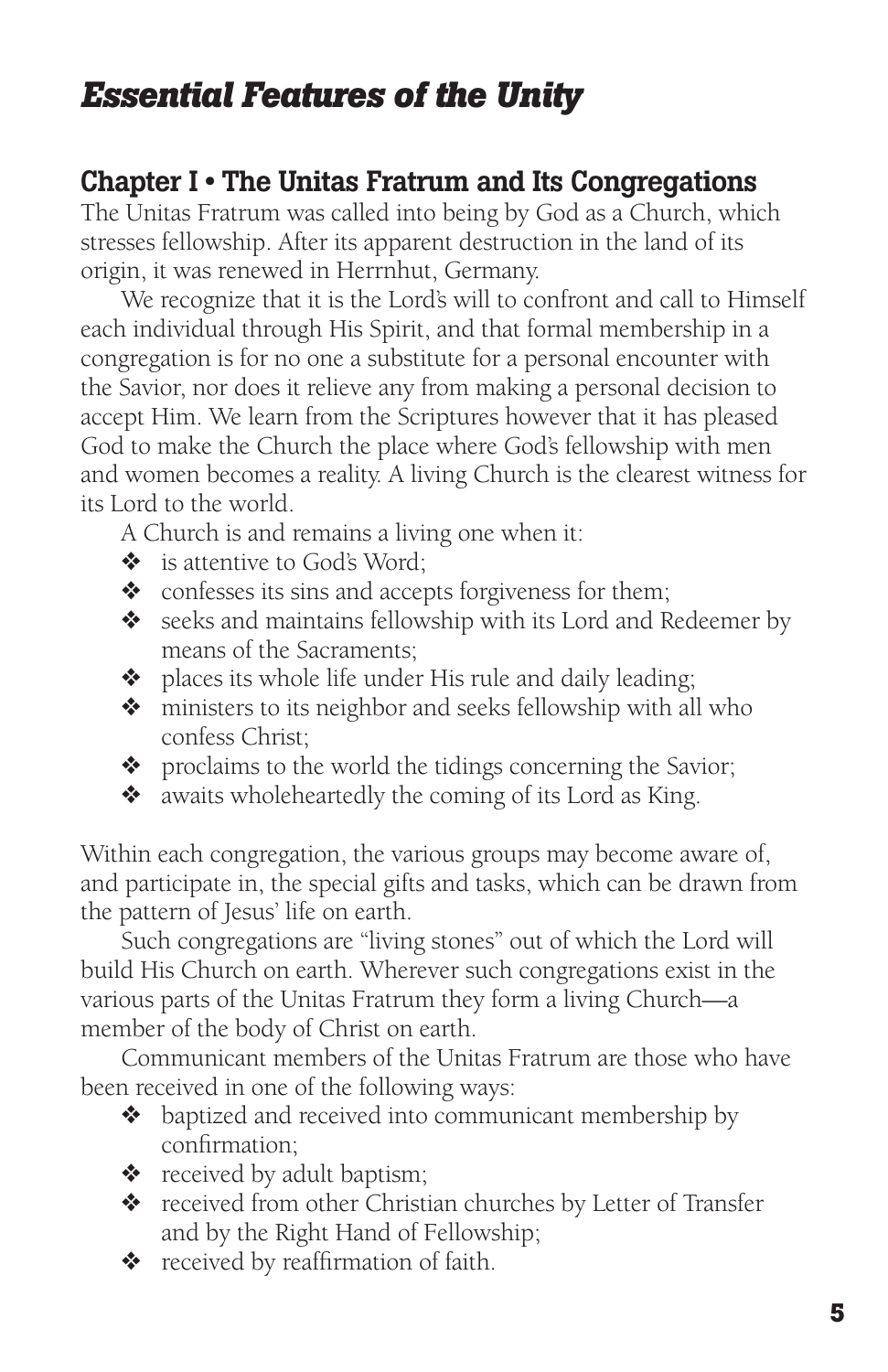# *Essential Features of the Unity*

## Chapter I • The Unitas Fratrum and Its Congregations

The Unitas Fratrum was called into being by God as a Church, which stresses fellowship. After its apparent destruction in the land of its origin, it was renewed in Herrnhut, Germany.

We recognize that it is the Lord's will to confront and call to Himself each individual through His Spirit, and that formal membership in a congregation is for no one a substitute for a personal encounter with the Savior, nor does it relieve any from making a personal decision to accept Him. We learn from the Scriptures however that it has pleased God to make the Church the place where God's fellowship with men and women becomes a reality. A living Church is the clearest witness for its Lord to the world.

A Church is and remains a living one when it:

- is attentive to God's Word;
- confesses its sins and accepts forgiveness for them;
- seeks and maintains fellowship with its Lord and Redeemer by means of the Sacraments;
- places its whole life under His rule and daily leading;
- ministers to its neighbor and seeks fellowship with all who confess Christ;
- proclaims to the world the tidings concerning the Savior;
- awaits wholeheartedly the coming of its Lord as King.

Within each congregation, the various groups may become aware of, and participate in, the special gifts and tasks, which can be drawn from the pattern of Jesus' life on earth.

Such congregations are "living stones" out of which the Lord will build His Church on earth. Wherever such congregations exist in the various parts of the Unitas Fratrum they form a living Church—a member of the body of Christ on earth.

Communicant members of the Unitas Fratrum are those who have been received in one of the following ways:

- baptized and received into communicant membership by confirmation;
- received by adult baptism;
- received from other Christian churches by Letter of Transfer and by the Right Hand of Fellowship;
- received by reaffirmation of faith.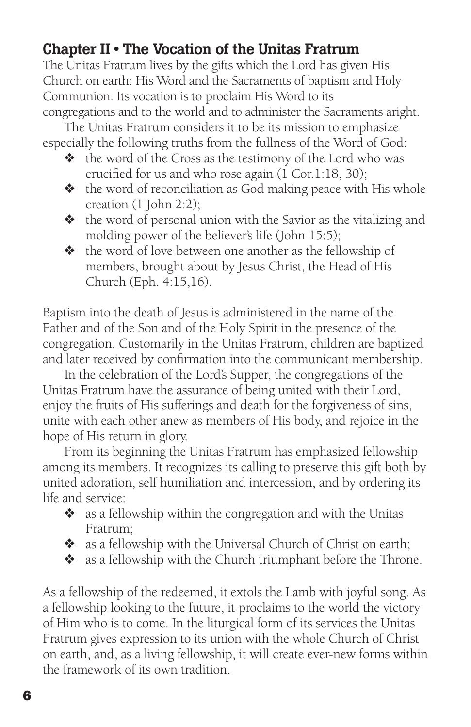## Chapter II • The Vocation of the Unitas Fratrum

The Unitas Fratrum lives by the gifts which the Lord has given His Church on earth: His Word and the Sacraments of baptism and Holy Communion. Its vocation is to proclaim His Word to its congregations and to the world and to administer the Sacraments aright.

The Unitas Fratrum considers it to be its mission to emphasize especially the following truths from the fullness of the Word of God:

- the word of the Cross as the testimony of the Lord who was crucified for us and who rose again (1 Cor.1:18, 30);
- the word of reconciliation as God making peace with His whole creation (1 John 2:2);
- the word of personal union with the Savior as the vitalizing and molding power of the believer's life (John 15:5);
- the word of love between one another as the fellowship of members, brought about by Jesus Christ, the Head of His Church (Eph. 4:15,16).

Baptism into the death of Jesus is administered in the name of the Father and of the Son and of the Holy Spirit in the presence of the congregation. Customarily in the Unitas Fratrum, children are baptized and later received by confirmation into the communicant membership.

In the celebration of the Lord's Supper, the congregations of the Unitas Fratrum have the assurance of being united with their Lord, enjoy the fruits of His sufferings and death for the forgiveness of sins, unite with each other anew as members of His body, and rejoice in the hope of His return in glory.

From its beginning the Unitas Fratrum has emphasized fellowship among its members. It recognizes its calling to preserve this gift both by united adoration, self humiliation and intercession, and by ordering its life and service:

- as a fellowship within the congregation and with the Unitas Fratrum;
- as a fellowship with the Universal Church of Christ on earth;
- as a fellowship with the Church triumphant before the Throne.

As a fellowship of the redeemed, it extols the Lamb with joyful song. As a fellowship looking to the future, it proclaims to the world the victory of Him who is to come. In the liturgical form of its services the Unitas Fratrum gives expression to its union with the whole Church of Christ on earth, and, as a living fellowship, it will create ever-new forms within the framework of its own tradition.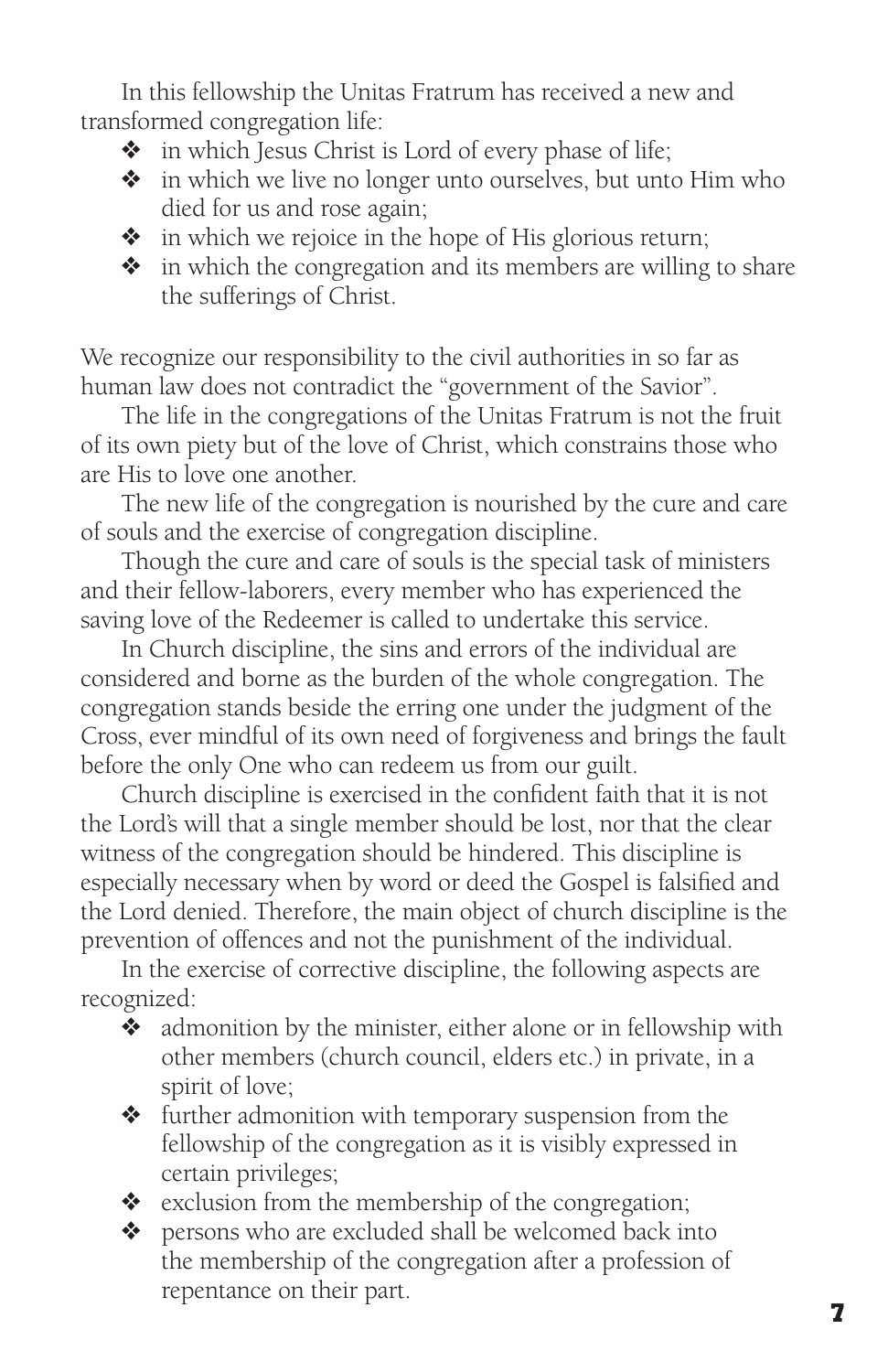In this fellowship the Unitas Fratrum has received a new and transformed congregation life:

- in which Jesus Christ is Lord of every phase of life;
- in which we live no longer unto ourselves, but unto Him who died for us and rose again;
- in which we rejoice in the hope of His glorious return;
- in which the congregation and its members are willing to share the sufferings of Christ.

We recognize our responsibility to the civil authorities in so far as human law does not contradict the "government of the Savior".

The life in the congregations of the Unitas Fratrum is not the fruit of its own piety but of the love of Christ, which constrains those who are His to love one another.

The new life of the congregation is nourished by the cure and care of souls and the exercise of congregation discipline.

Though the cure and care of souls is the special task of ministers and their fellow-laborers, every member who has experienced the saving love of the Redeemer is called to undertake this service.

In Church discipline, the sins and errors of the individual are considered and borne as the burden of the whole congregation. The congregation stands beside the erring one under the judgment of the Cross, ever mindful of its own need of forgiveness and brings the fault before the only One who can redeem us from our guilt.

Church discipline is exercised in the confident faith that it is not the Lord's will that a single member should be lost, nor that the clear witness of the congregation should be hindered. This discipline is especially necessary when by word or deed the Gospel is falsified and the Lord denied. Therefore, the main object of church discipline is the prevention of offences and not the punishment of the individual.

In the exercise of corrective discipline, the following aspects are recognized:

- admonition by the minister, either alone or in fellowship with other members (church council, elders etc.) in private, in a spirit of love;
- further admonition with temporary suspension from the fellowship of the congregation as it is visibly expressed in certain privileges;
- exclusion from the membership of the congregation;
- persons who are excluded shall be welcomed back into the membership of the congregation after a profession of repentance on their part.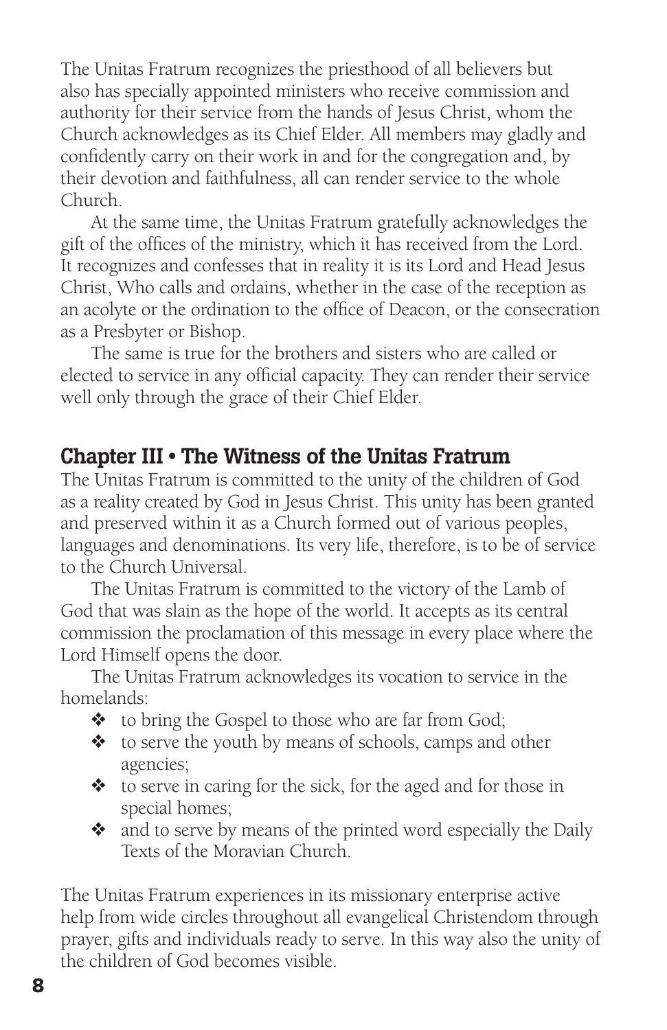The Unitas Fratrum recognizes the priesthood of all believers but also has specially appointed ministers who receive commission and authority for their service from the hands of Jesus Christ, whom the Church acknowledges as its Chief Elder. All members may gladly and confidently carry on their work in and for the congregation and, by their devotion and faithfulness, all can render service to the whole Church.

At the same time, the Unitas Fratrum gratefully acknowledges the gift of the offices of the ministry, which it has received from the Lord. It recognizes and confesses that in reality it is its Lord and Head Jesus Christ, Who calls and ordains, whether in the case of the reception as an acolyte or the ordination to the office of Deacon, or the consecration as a Presbyter or Bishop.

The same is true for the brothers and sisters who are called or elected to service in any official capacity. They can render their service well only through the grace of their Chief Elder.

## Chapter III • The Witness of the Unitas Fratrum

The Unitas Fratrum is committed to the unity of the children of God as a reality created by God in Jesus Christ. This unity has been granted and preserved within it as a Church formed out of various peoples, languages and denominations. Its very life, therefore, is to be of service to the Church Universal.

The Unitas Fratrum is committed to the victory of the Lamb of God that was slain as the hope of the world. It accepts as its central commission the proclamation of this message in every place where the Lord Himself opens the door.

The Unitas Fratrum acknowledges its vocation to service in the homelands:

- to bring the Gospel to those who are far from God;
- to serve the youth by means of schools, camps and other agencies;
- to serve in caring for the sick, for the aged and for those in special homes;
- and to serve by means of the printed word especially the Daily Texts of the Moravian Church.

The Unitas Fratrum experiences in its missionary enterprise active help from wide circles throughout all evangelical Christendom through prayer, gifts and individuals ready to serve. In this way also the unity of the children of God becomes visible.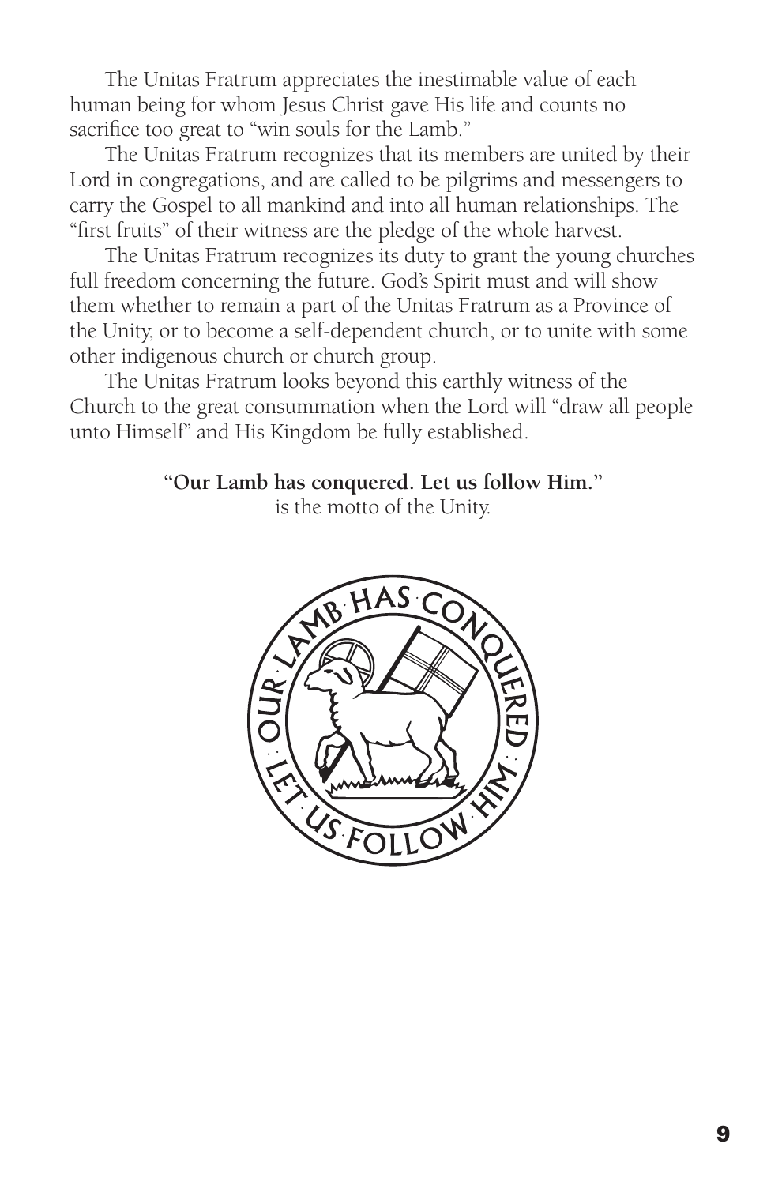The Unitas Fratrum appreciates the inestimable value of each human being for whom Jesus Christ gave His life and counts no sacrifice too great to "win souls for the Lamb."

The Unitas Fratrum recognizes that its members are united by their Lord in congregations, and are called to be pilgrims and messengers to carry the Gospel to all mankind and into all human relationships. The "first fruits" of their witness are the pledge of the whole harvest.

The Unitas Fratrum recognizes its duty to grant the young churches full freedom concerning the future. God's Spirit must and will show them whether to remain a part of the Unitas Fratrum as a Province of the Unity, or to become a self-dependent church, or to unite with some other indigenous church or church group.

The Unitas Fratrum looks beyond this earthly witness of the Church to the great consummation when the Lord will "draw all people unto Himself" and His Kingdom be fully established.

**"Our Lamb has conquered. Let us follow Him."**
is the motto of the Unity.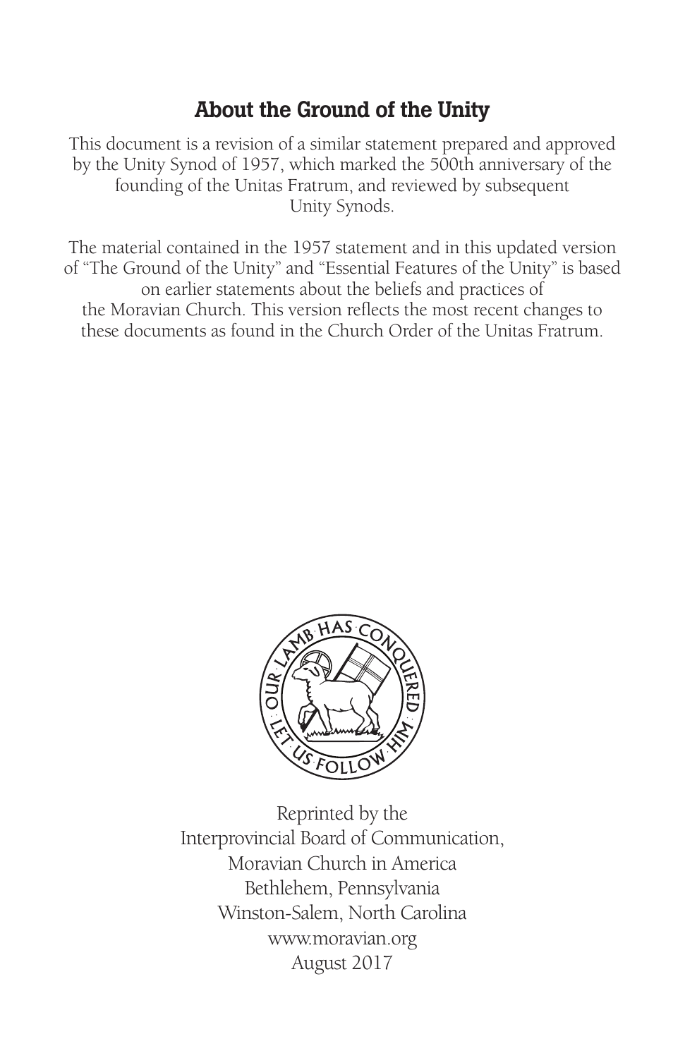## About the Ground of the Unity

This document is a revision of a similar statement prepared and approved by the Unity Synod of 1957, which marked the 500th anniversary of the founding of the Unitas Fratrum, and reviewed by subsequent Unity Synods.

The material contained in the 1957 statement and in this updated version of "The Ground of the Unity" and "Essential Features of the Unity" is based on earlier statements about the beliefs and practices of the Moravian Church. This version reflects the most recent changes to these documents as found in the Church Order of the Unitas Fratrum.

Reprinted by the
Interprovincial Board of Communication,
Moravian Church in America
Bethlehem, Pennsylvania
Winston-Salem, North Carolina
www.moravian.org
August 2017